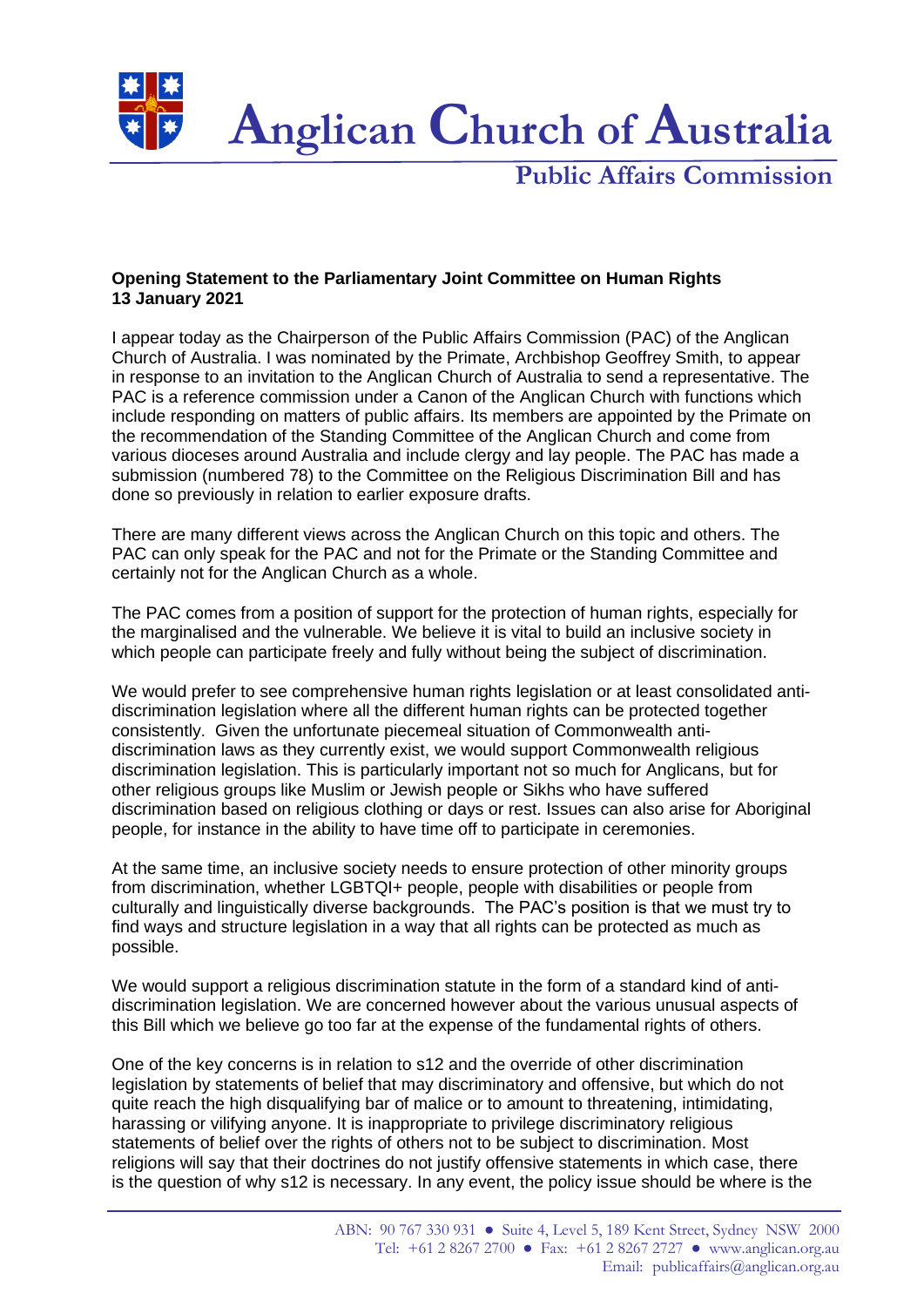# Anglican Church of Australia

## Public Affairs Commission

**Opening Statement to the Parliamentary Joint Committee on Human Rights**
**13 January 2021**

I appear today as the Chairperson of the Public Affairs Commission (PAC) of the Anglican Church of Australia. I was nominated by the Primate, Archbishop Geoffrey Smith, to appear in response to an invitation to the Anglican Church of Australia to send a representative. The PAC is a reference commission under a Canon of the Anglican Church with functions which include responding on matters of public affairs. Its members are appointed by the Primate on the recommendation of the Standing Committee of the Anglican Church and come from various dioceses around Australia and include clergy and lay people. The PAC has made a submission (numbered 78) to the Committee on the Religious Discrimination Bill and has done so previously in relation to earlier exposure drafts.

There are many different views across the Anglican Church on this topic and others. The PAC can only speak for the PAC and not for the Primate or the Standing Committee and certainly not for the Anglican Church as a whole.

The PAC comes from a position of support for the protection of human rights, especially for the marginalised and the vulnerable. We believe it is vital to build an inclusive society in which people can participate freely and fully without being the subject of discrimination.

We would prefer to see comprehensive human rights legislation or at least consolidated anti-discrimination legislation where all the different human rights can be protected together consistently. Given the unfortunate piecemeal situation of Commonwealth anti-discrimination laws as they currently exist, we would support Commonwealth religious discrimination legislation. This is particularly important not so much for Anglicans, but for other religious groups like Muslim or Jewish people or Sikhs who have suffered discrimination based on religious clothing or days or rest. Issues can also arise for Aboriginal people, for instance in the ability to have time off to participate in ceremonies.

At the same time, an inclusive society needs to ensure protection of other minority groups from discrimination, whether LGBTQI+ people, people with disabilities or people from culturally and linguistically diverse backgrounds. The PAC's position is that we must try to find ways and structure legislation in a way that all rights can be protected as much as possible.

We would support a religious discrimination statute in the form of a standard kind of anti-discrimination legislation. We are concerned however about the various unusual aspects of this Bill which we believe go too far at the expense of the fundamental rights of others.

One of the key concerns is in relation to s12 and the override of other discrimination legislation by statements of belief that may discriminatory and offensive, but which do not quite reach the high disqualifying bar of malice or to amount to threatening, intimidating, harassing or vilifying anyone. It is inappropriate to privilege discriminatory religious statements of belief over the rights of others not to be subject to discrimination. Most religions will say that their doctrines do not justify offensive statements in which case, there is the question of why s12 is necessary. In any event, the policy issue should be where is the

ABN: 90 767 330 931 ● Suite 4, Level 5, 189 Kent Street, Sydney NSW 2000
Tel: +61 2 8267 2700 ● Fax: +61 2 8267 2727 ● www.anglican.org.au
Email: publicaffairs@anglican.org.au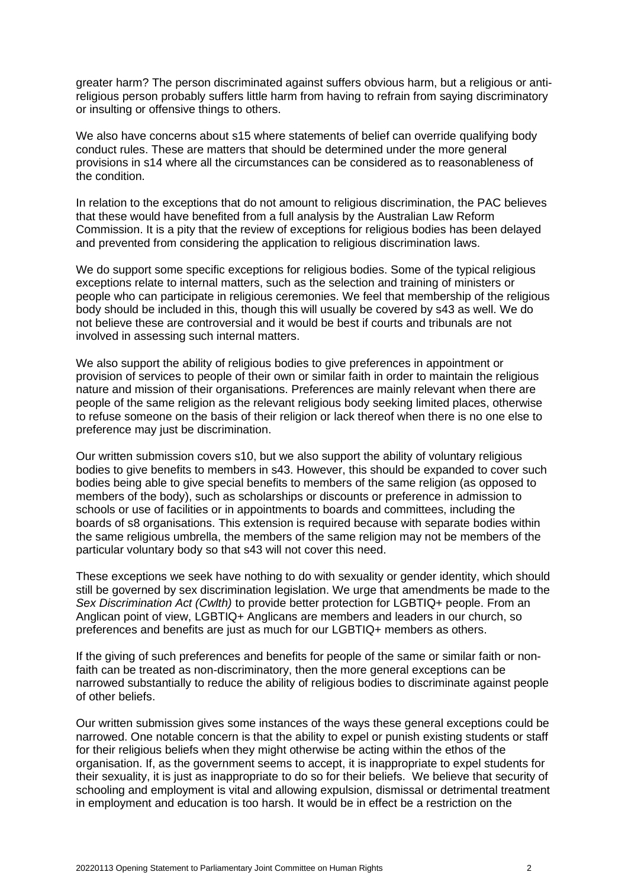greater harm? The person discriminated against suffers obvious harm, but a religious or anti-religious person probably suffers little harm from having to refrain from saying discriminatory or insulting or offensive things to others.

We also have concerns about s15 where statements of belief can override qualifying body conduct rules. These are matters that should be determined under the more general provisions in s14 where all the circumstances can be considered as to reasonableness of the condition.

In relation to the exceptions that do not amount to religious discrimination, the PAC believes that these would have benefited from a full analysis by the Australian Law Reform Commission. It is a pity that the review of exceptions for religious bodies has been delayed and prevented from considering the application to religious discrimination laws.

We do support some specific exceptions for religious bodies. Some of the typical religious exceptions relate to internal matters, such as the selection and training of ministers or people who can participate in religious ceremonies. We feel that membership of the religious body should be included in this, though this will usually be covered by s43 as well. We do not believe these are controversial and it would be best if courts and tribunals are not involved in assessing such internal matters.

We also support the ability of religious bodies to give preferences in appointment or provision of services to people of their own or similar faith in order to maintain the religious nature and mission of their organisations. Preferences are mainly relevant when there are people of the same religion as the relevant religious body seeking limited places, otherwise to refuse someone on the basis of their religion or lack thereof when there is no one else to preference may just be discrimination.

Our written submission covers s10, but we also support the ability of voluntary religious bodies to give benefits to members in s43. However, this should be expanded to cover such bodies being able to give special benefits to members of the same religion (as opposed to members of the body), such as scholarships or discounts or preference in admission to schools or use of facilities or in appointments to boards and committees, including the boards of s8 organisations. This extension is required because with separate bodies within the same religious umbrella, the members of the same religion may not be members of the particular voluntary body so that s43 will not cover this need.

These exceptions we seek have nothing to do with sexuality or gender identity, which should still be governed by sex discrimination legislation. We urge that amendments be made to the *Sex Discrimination Act (Cwlth)* to provide better protection for LGBTIQ+ people. From an Anglican point of view, LGBTIQ+ Anglicans are members and leaders in our church, so preferences and benefits are just as much for our LGBTIQ+ members as others.

If the giving of such preferences and benefits for people of the same or similar faith or non-faith can be treated as non-discriminatory, then the more general exceptions can be narrowed substantially to reduce the ability of religious bodies to discriminate against people of other beliefs.

Our written submission gives some instances of the ways these general exceptions could be narrowed. One notable concern is that the ability to expel or punish existing students or staff for their religious beliefs when they might otherwise be acting within the ethos of the organisation. If, as the government seems to accept, it is inappropriate to expel students for their sexuality, it is just as inappropriate to do so for their beliefs. We believe that security of schooling and employment is vital and allowing expulsion, dismissal or detrimental treatment in employment and education is too harsh. It would be in effect be a restriction on the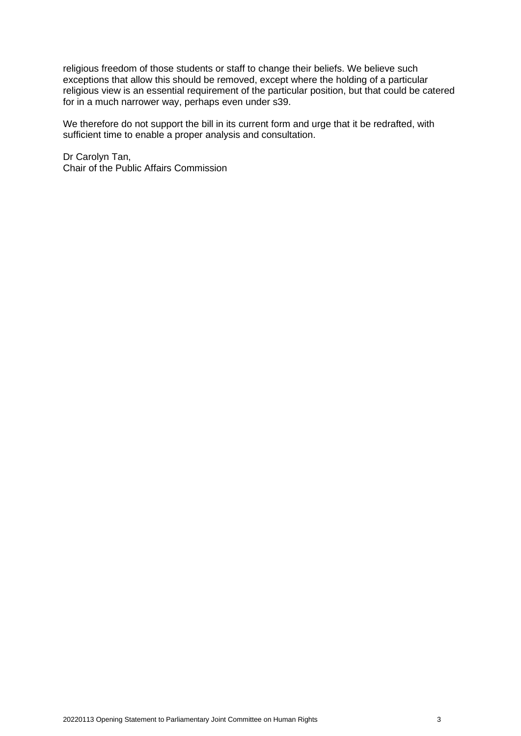religious freedom of those students or staff to change their beliefs. We believe such exceptions that allow this should be removed, except where the holding of a particular religious view is an essential requirement of the particular position, but that could be catered for in a much narrower way, perhaps even under s39.

We therefore do not support the bill in its current form and urge that it be redrafted, with sufficient time to enable a proper analysis and consultation.

Dr Carolyn Tan,
Chair of the Public Affairs Commission